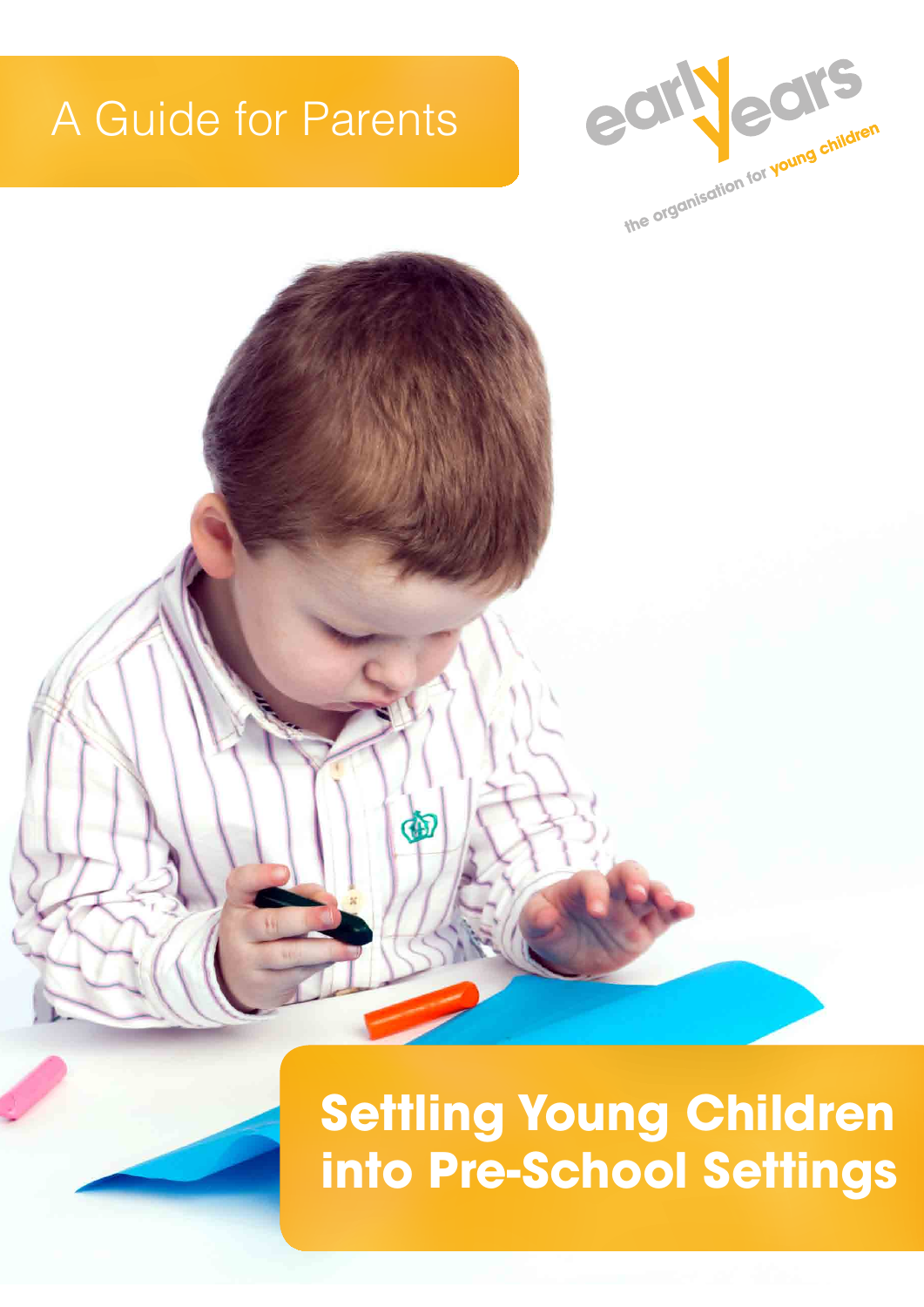A Guide for Parents

early years

the organisation for young children

# Settling Young Children into Pre-School Settings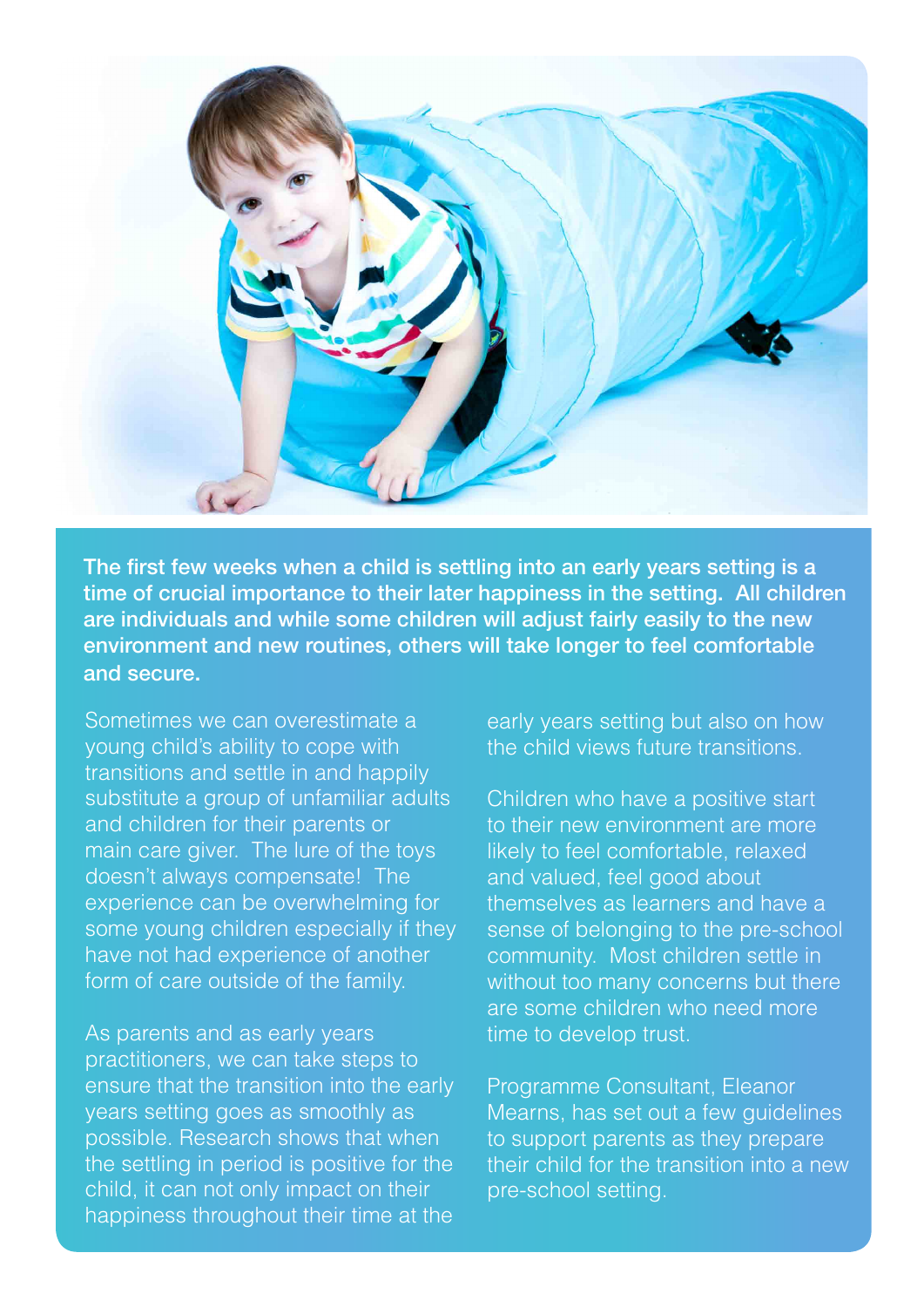**The first few weeks when a child is settling into an early years setting is a time of crucial importance to their later happiness in the setting. All children are individuals and while some children will adjust fairly easily to the new environment and new routines, others will take longer to feel comfortable and secure.**

Sometimes we can overestimate a young child's ability to cope with transitions and settle in and happily substitute a group of unfamiliar adults and children for their parents or main care giver. The lure of the toys doesn't always compensate! The experience can be overwhelming for some young children especially if they have not had experience of another form of care outside of the family.

As parents and as early years practitioners, we can take steps to ensure that the transition into the early years setting goes as smoothly as possible. Research shows that when the settling in period is positive for the child, it can not only impact on their happiness throughout their time at the early years setting but also on how the child views future transitions.

Children who have a positive start to their new environment are more likely to feel comfortable, relaxed and valued, feel good about themselves as learners and have a sense of belonging to the pre-school community. Most children settle in without too many concerns but there are some children who need more time to develop trust.

Programme Consultant, Eleanor Mearns, has set out a few guidelines to support parents as they prepare their child for the transition into a new pre-school setting.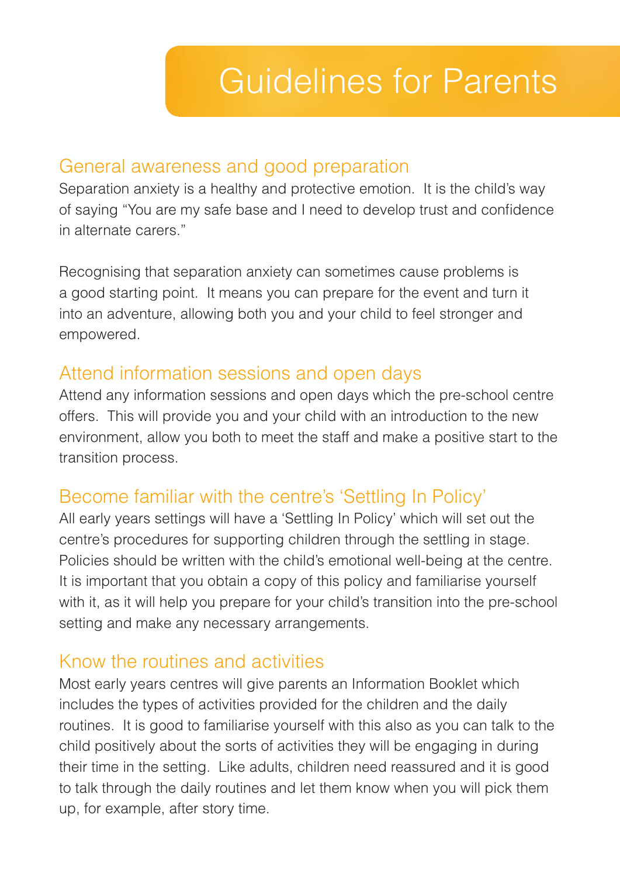# Guidelines for Parents

## General awareness and good preparation

Separation anxiety is a healthy and protective emotion.  It is the child's way of saying "You are my safe base and I need to develop trust and confidence in alternate carers."

Recognising that separation anxiety can sometimes cause problems is a good starting point.  It means you can prepare for the event and turn it into an adventure, allowing both you and your child to feel stronger and empowered.

## Attend information sessions and open days

Attend any information sessions and open days which the pre-school centre offers.  This will provide you and your child with an introduction to the new environment, allow you both to meet the staff and make a positive start to the transition process.

## Become familiar with the centre's 'Settling In Policy'

All early years settings will have a 'Settling In Policy' which will set out the centre's procedures for supporting children through the settling in stage.  Policies should be written with the child's emotional well-being at the centre.  It is important that you obtain a copy of this policy and familiarise yourself with it, as it will help you prepare for your child's transition into the pre-school setting and make any necessary arrangements.

## Know the routines and activities

Most early years centres will give parents an Information Booklet which includes the types of activities provided for the children and the daily routines.  It is good to familiarise yourself with this also as you can talk to the child positively about the sorts of activities they will be engaging in during their time in the setting.  Like adults, children need reassured and it is good to talk through the daily routines and let them know when you will pick them up, for example, after story time.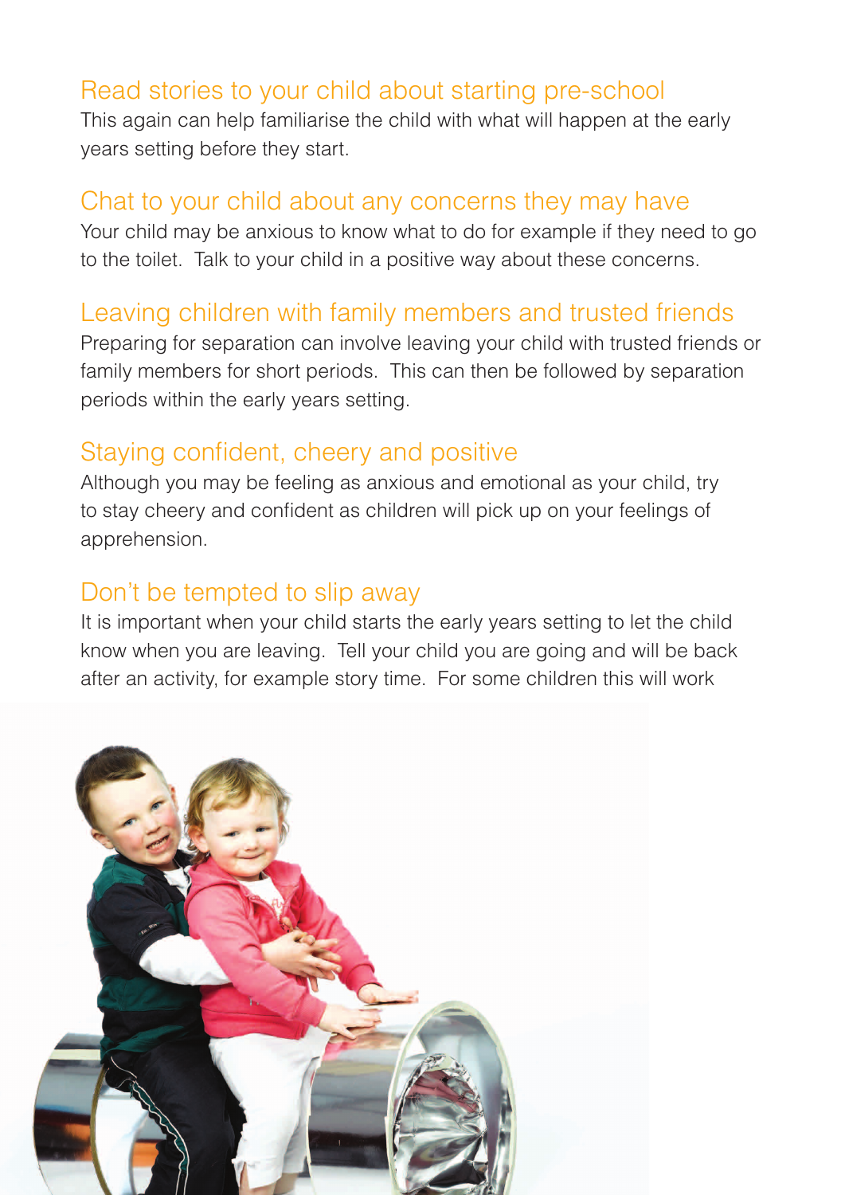## Read stories to your child about starting pre-school

This again can help familiarise the child with what will happen at the early years setting before they start.

## Chat to your child about any concerns they may have

Your child may be anxious to know what to do for example if they need to go to the toilet. Talk to your child in a positive way about these concerns.

## Leaving children with family members and trusted friends

Preparing for separation can involve leaving your child with trusted friends or family members for short periods. This can then be followed by separation periods within the early years setting.

## Staying confident, cheery and positive

Although you may be feeling as anxious and emotional as your child, try to stay cheery and confident as children will pick up on your feelings of apprehension.

## Don't be tempted to slip away

It is important when your child starts the early years setting to let the child know when you are leaving. Tell your child you are going and will be back after an activity, for example story time. For some children this will work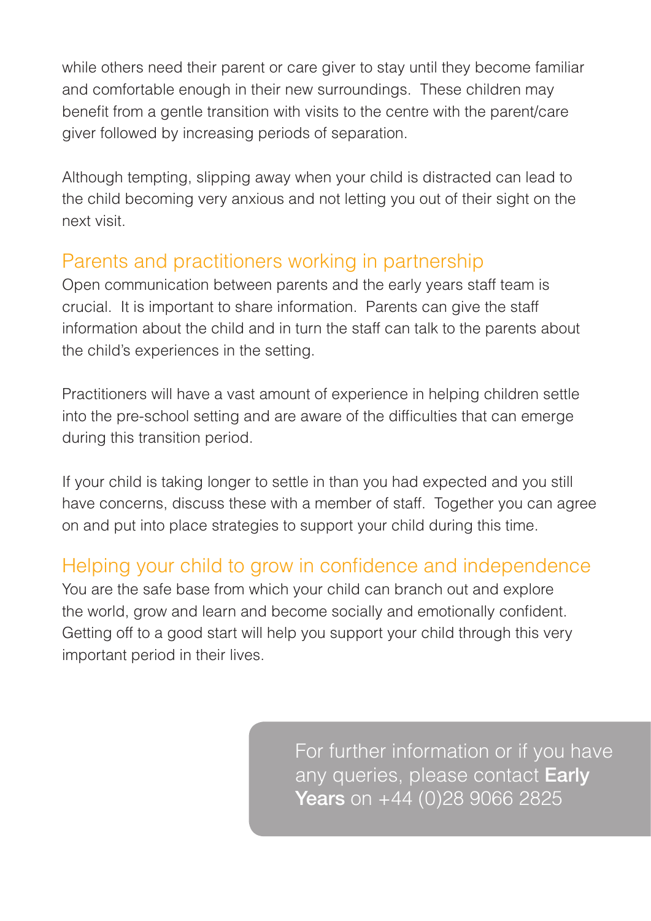while others need their parent or care giver to stay until they become familiar and comfortable enough in their new surroundings. These children may benefit from a gentle transition with visits to the centre with the parent/care giver followed by increasing periods of separation.

Although tempting, slipping away when your child is distracted can lead to the child becoming very anxious and not letting you out of their sight on the next visit.

## Parents and practitioners working in partnership

Open communication between parents and the early years staff team is crucial. It is important to share information. Parents can give the staff information about the child and in turn the staff can talk to the parents about the child's experiences in the setting.

Practitioners will have a vast amount of experience in helping children settle into the pre-school setting and are aware of the difficulties that can emerge during this transition period.

If your child is taking longer to settle in than you had expected and you still have concerns, discuss these with a member of staff. Together you can agree on and put into place strategies to support your child during this time.

## Helping your child to grow in confidence and independence

You are the safe base from which your child can branch out and explore the world, grow and learn and become socially and emotionally confident. Getting off to a good start will help you support your child through this very important period in their lives.

For further information or if you have any queries, please contact **Early Years** on +44 (0)28 9066 2825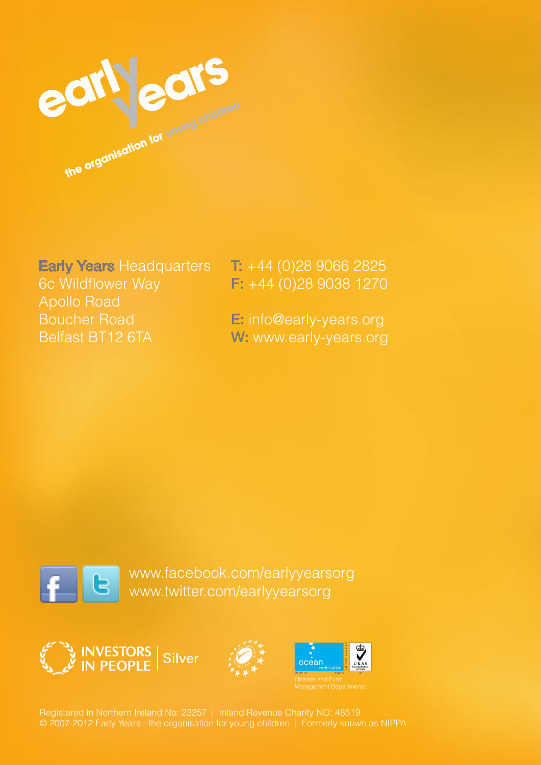early years

the organisation for young children

**Early Years** Headquarters
6c Wildflower Way
Apollo Road
Boucher Road
Belfast BT12 6TA

**T:** +44 (0)28 9066 2825
**F:** +44 (0)28 9038 1270

**E:** info@early-years.org
**W:** www.early-years.org

www.facebook.com/earlyyearsorg
www.twitter.com/earlyyearsorg

INVESTORS IN PEOPLE | Silver

ocean certification

UKAS MANAGEMENT SYSTEMS

Finance and Fund Management Departments

Registered in Northern Ireland No: 23257 | Inland Revenue Charity NO: 48519
© 2007-2012 Early Years - the organisation for young children | Formerly known as NIPPA